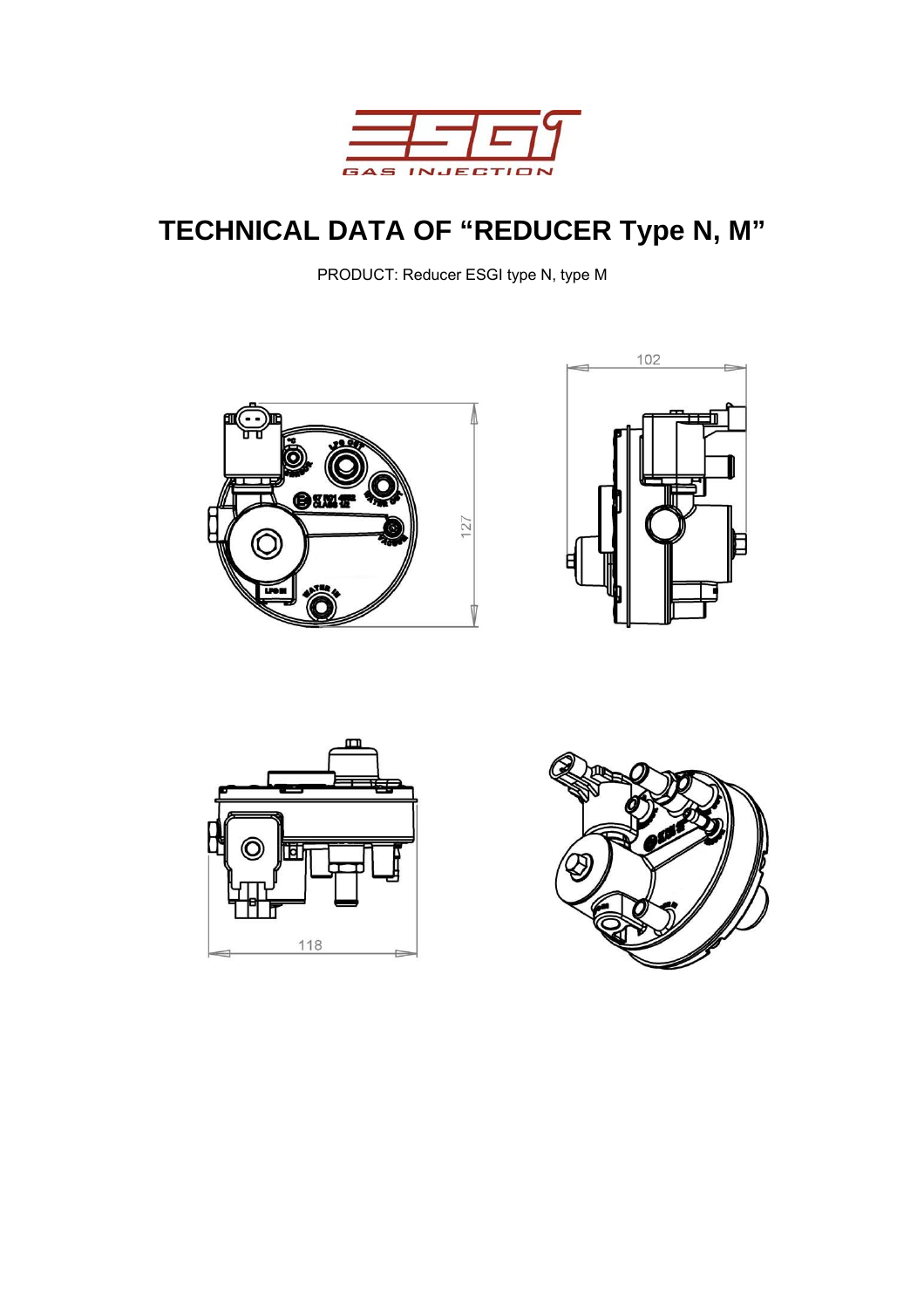# TECHNICAL DATA OF "REDUCER Type N, M"

PRODUCT: Reducer ESGI type N, type M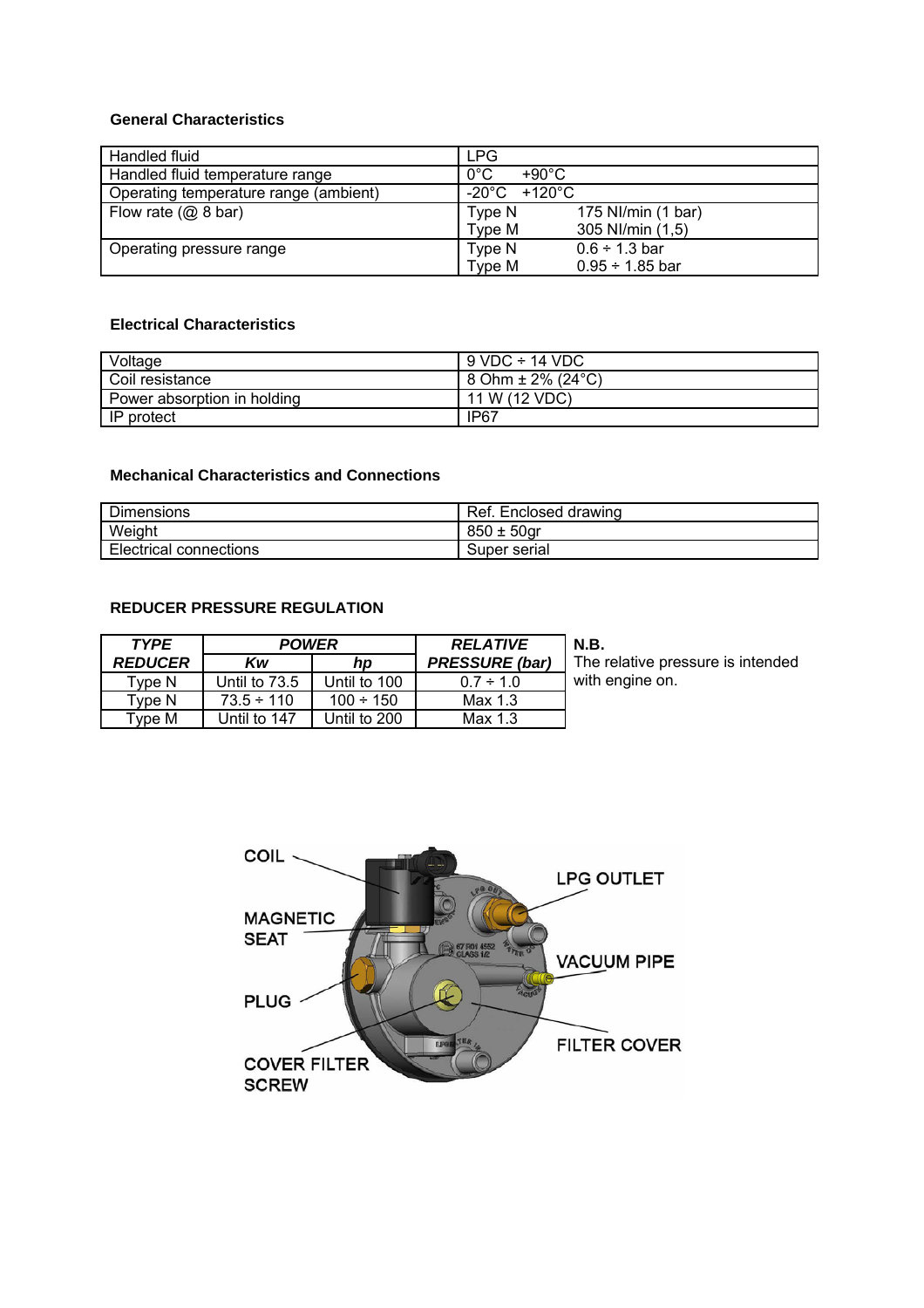### General Characteristics

| Handled fluid | LPG |
|---|---|
| Handled fluid temperature range | 0°C +90°C |
| Operating temperature range (ambient) | -20°C +120°C |
| Flow rate (@ 8 bar) | Type N 175 Nl/min (1 bar)<br>Type M 305 Nl/min (1,5) |
| Operating pressure range | Type N 0.6 ÷ 1.3 bar<br>Type M 0.95 ÷ 1.85 bar |

### Electrical Characteristics

| Voltage | 9 VDC ÷ 14 VDC |
|---|---|
| Coil resistance | 8 Ohm ± 2% (24°C) |
| Power absorption in holding | 11 W (12 VDC) |
| IP protect | IP67 |

### Mechanical Characteristics and Connections

| Dimensions | Ref. Enclosed drawing |
|---|---|
| Weight | 850 ± 50gr |
| Electrical connections | Super serial |

### REDUCER PRESSURE REGULATION

| ***TYPE REDUCER*** | ***POWER*** | | ***RELATIVE PRESSURE (bar)*** |
|---|---|---|---|
| | ***Kw*** | ***hp*** | |
| Type N | Until to 73.5 | Until to 100 | 0.7 ÷ 1.0 |
| Type N | 73.5 ÷ 110 | 100 ÷ 150 | Max 1.3 |
| Type M | Until to 147 | Until to 200 | Max 1.3 |

**N.B.**
The relative pressure is intended with engine on.

COIL

MAGNETIC SEAT

PLUG

COVER FILTER SCREW

LPG OUTLET

VACUUM PIPE

FILTER COVER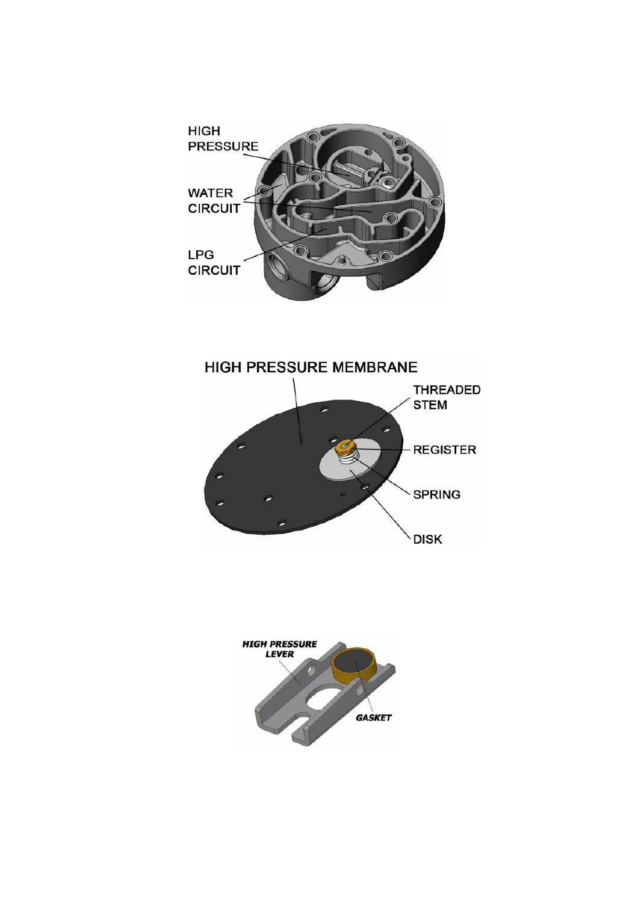HIGH PRESSURE

WATER CIRCUIT

LPG CIRCUIT

HIGH PRESSURE MEMBRANE

THREADED STEM

REGISTER

SPRING

DISK

***HIGH PRESSURE LEVER***

***GASKET***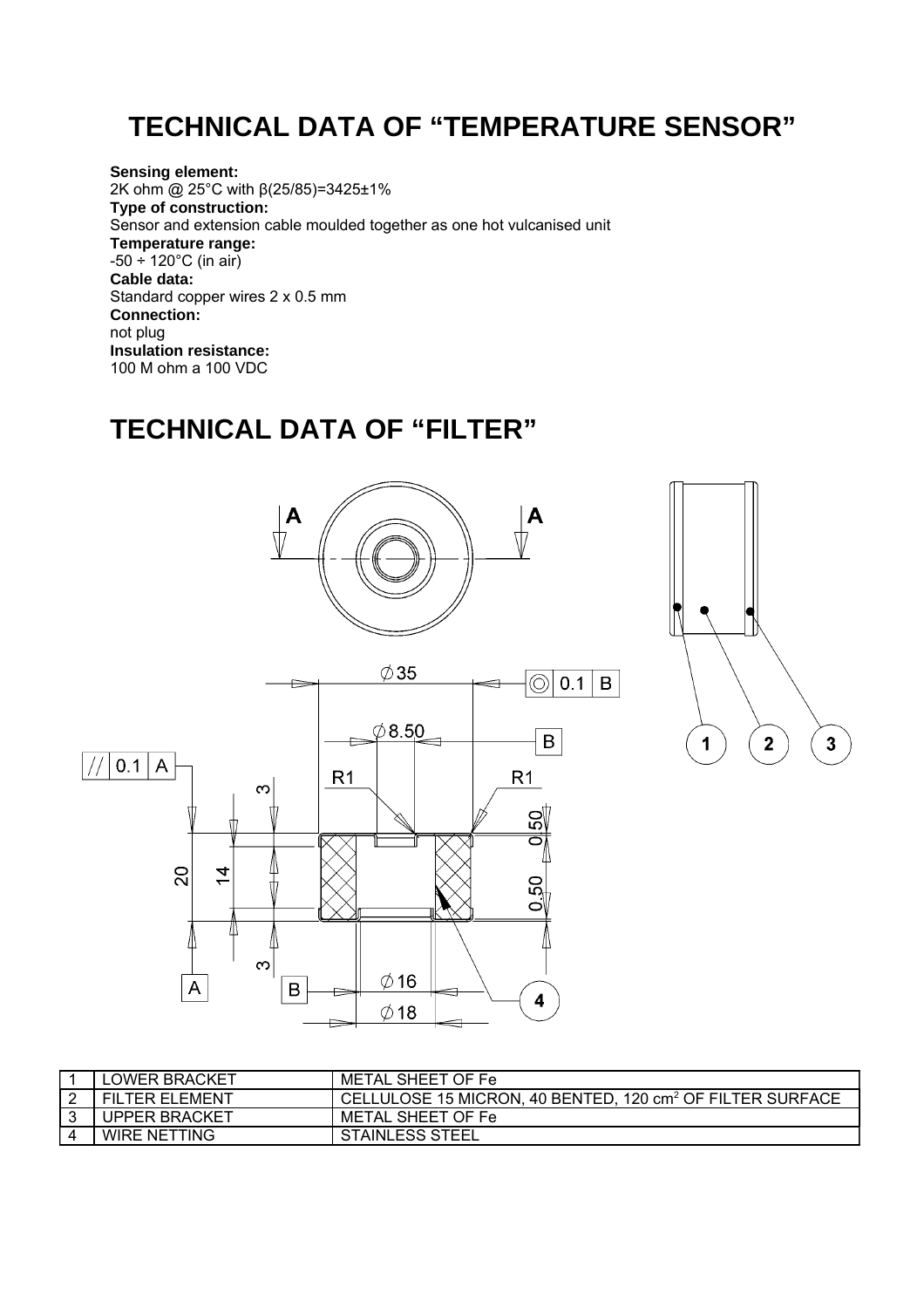# TECHNICAL DATA OF "TEMPERATURE SENSOR"

**Sensing element:**
2K ohm @ 25°C with β(25/85)=3425±1%
**Type of construction:**
Sensor and extension cable moulded together as one hot vulcanised unit
**Temperature range:**
-50 ÷ 120°C (in air)
**Cable data:**
Standard copper wires 2 x 0.5 mm
**Connection:**
not plug
**Insulation resistance:**
100 M ohm a 100 VDC

# TECHNICAL DATA OF "FILTER"

A A

Ø35

◎ 0.1 B

Ø8.50

B

// 0.1 A

R1 R1

3

0.50

20 14

0.50

3

A B

Ø16

Ø18

1 2 3 4

| | | |
|---|---|---|
| 1 | LOWER BRACKET | METAL SHEET OF Fe |
| 2 | FILTER ELEMENT | CELLULOSE 15 MICRON, 40 BENTED, 120 $cm^2$ OF FILTER SURFACE |
| 3 | UPPER BRACKET | METAL SHEET OF Fe |
| 4 | WIRE NETTING | STAINLESS STEEL |